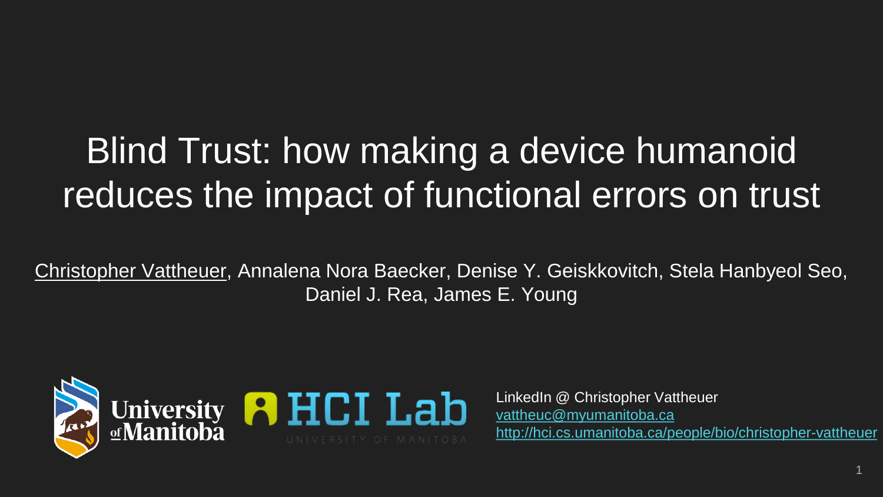# Blind Trust: how making a device humanoid reduces the impact of functional errors on trust

Christopher Vattheuer, Annalena Nora Baecker, Denise Y. Geiskkovitch, Stela Hanbyeol Seo, Daniel J. Rea, James E. Young

University of Manitoba

HCI Lab
UNIVERSITY OF MANITOBA

LinkedIn @ Christopher Vattheuer
vattheuc@myumanitoba.ca
http://hci.cs.umanitoba.ca/people/bio/christopher-vattheuer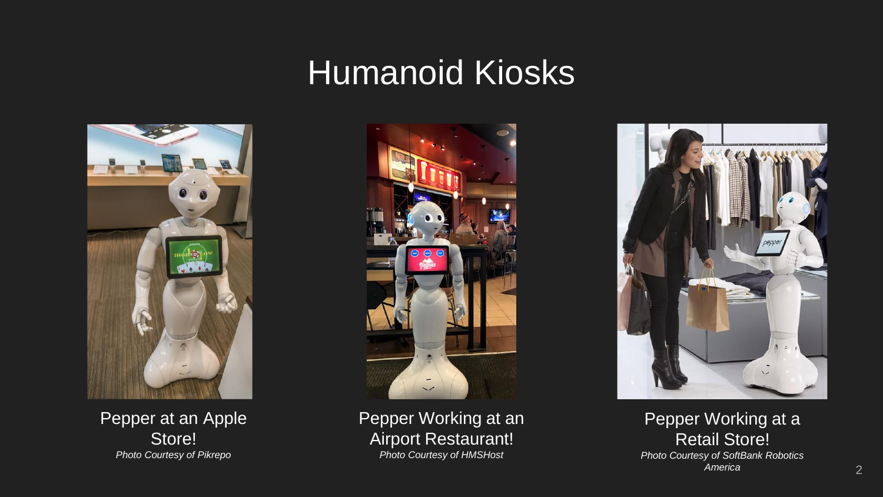# Humanoid Kiosks

Pepper at an Apple Store!
*Photo Courtesy of Pikrepo*

Pepper Working at an Airport Restaurant!
*Photo Courtesy of HMSHost*

Pepper Working at a Retail Store!
*Photo Courtesy of SoftBank Robotics America*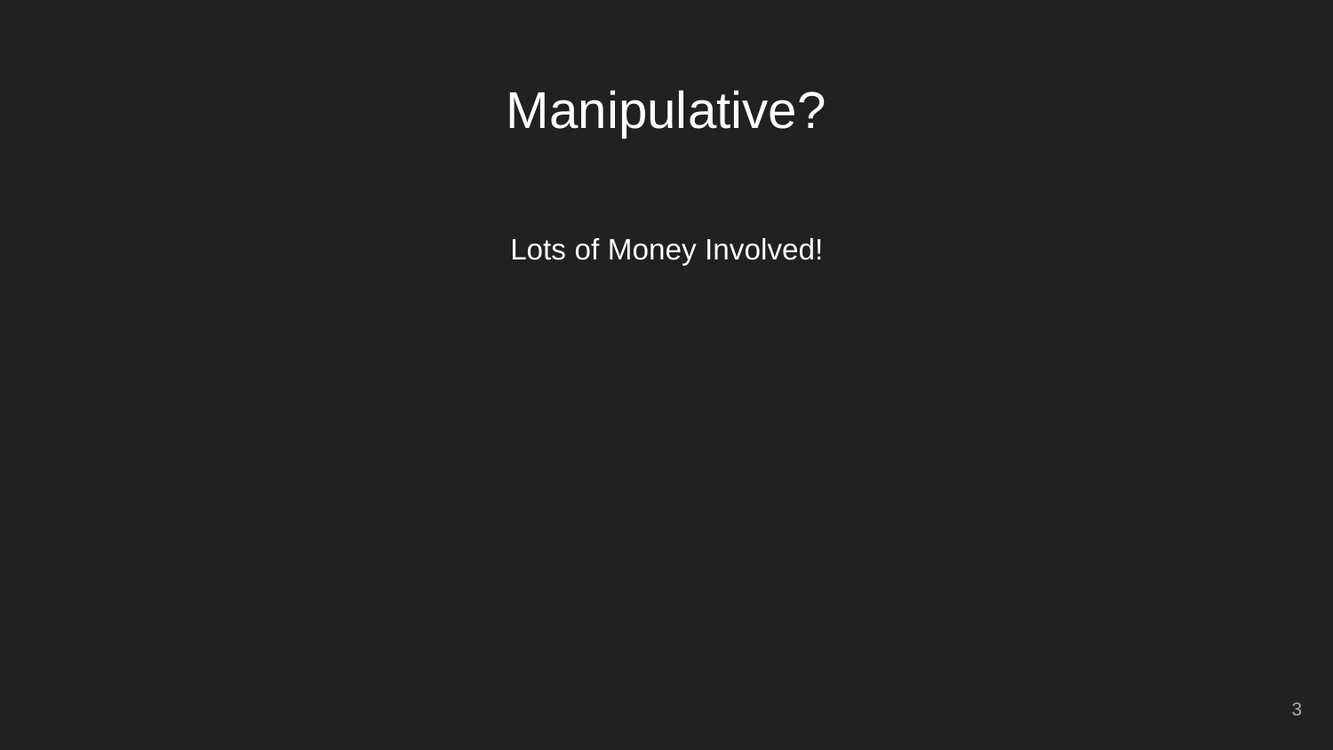# Manipulative?

Lots of Money Involved!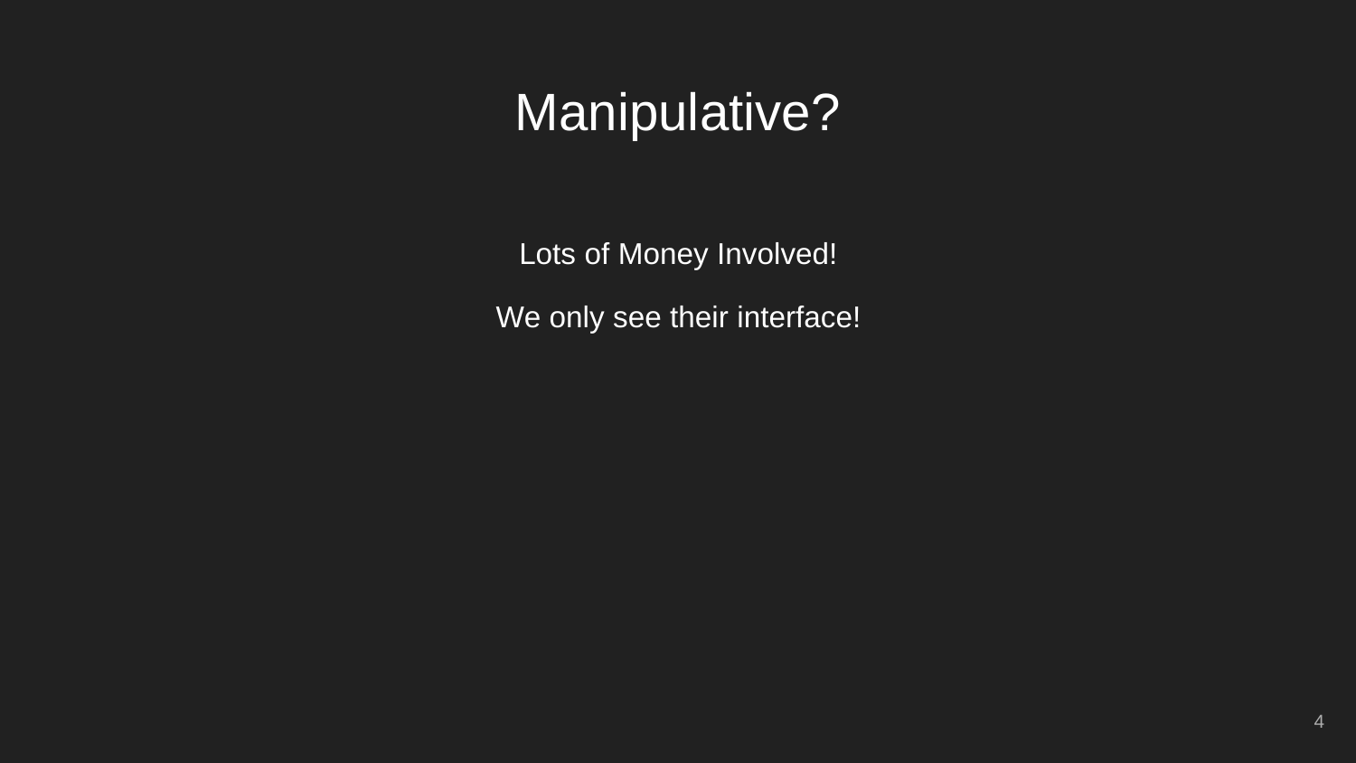# Manipulative?

Lots of Money Involved!

We only see their interface!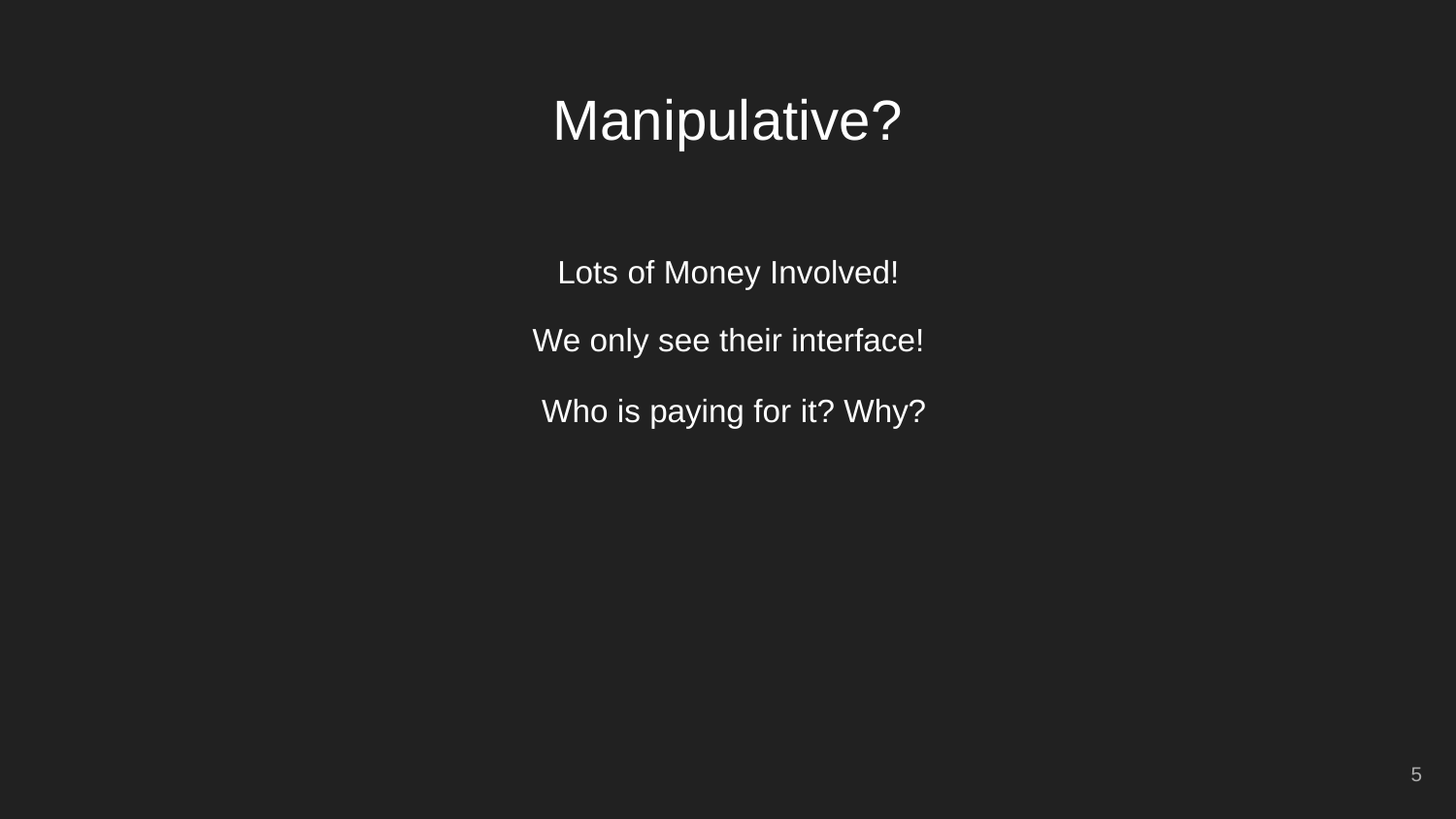# Manipulative?

Lots of Money Involved!

We only see their interface!

Who is paying for it? Why?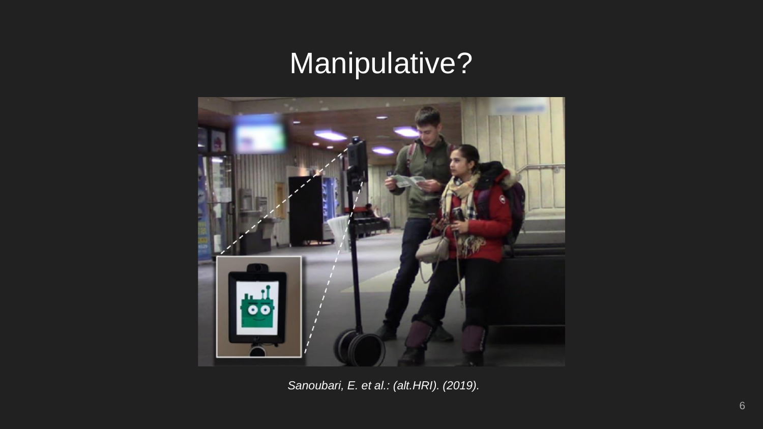# Manipulative?

*Sanoubari, E. et al.: (alt.HRI). (2019).*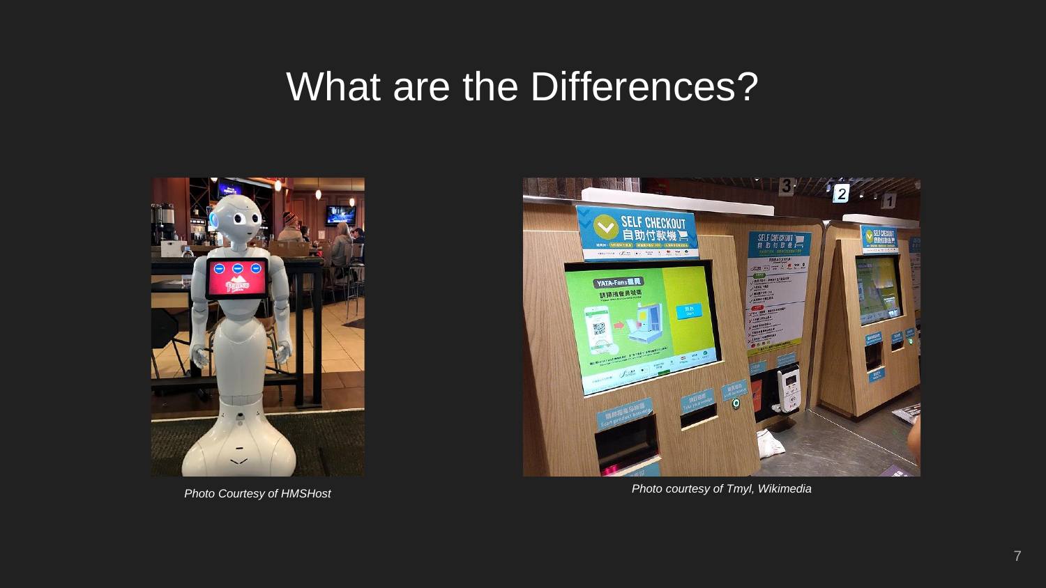# What are the Differences?

*Photo Courtesy of HMSHost*

*Photo courtesy of Tmyl, Wikimedia*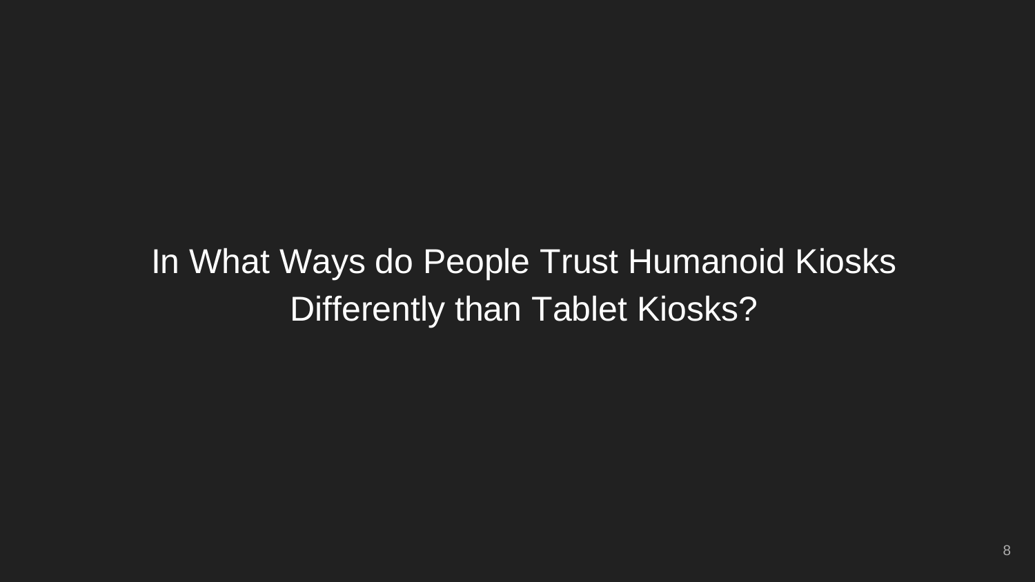# In What Ways do People Trust Humanoid Kiosks Differently than Tablet Kiosks?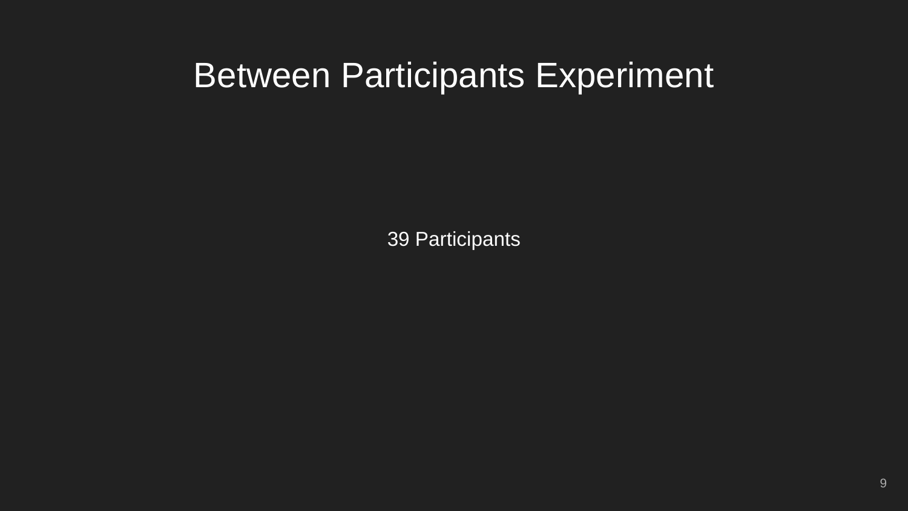# Between Participants Experiment

39 Participants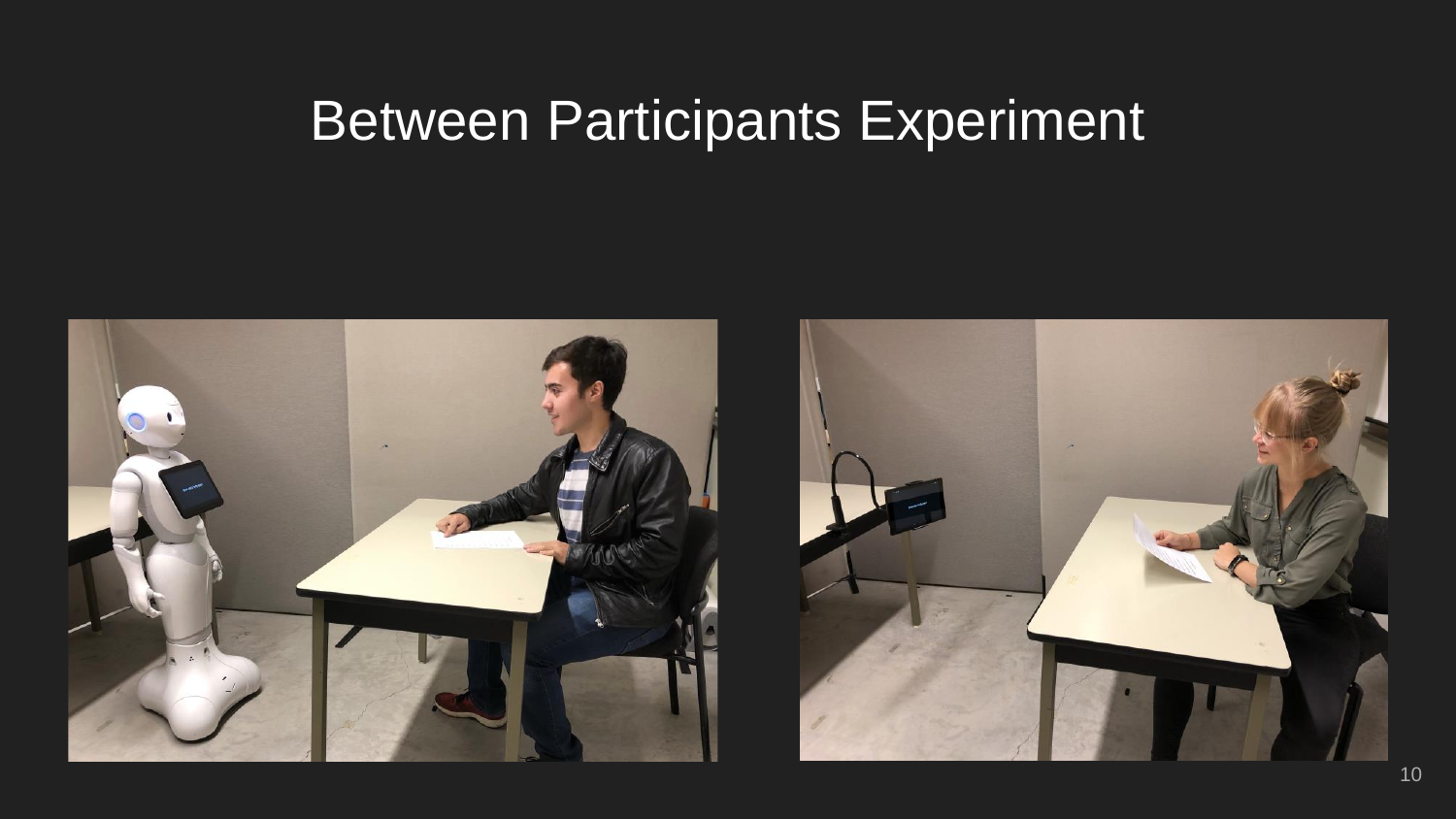# Between Participants Experiment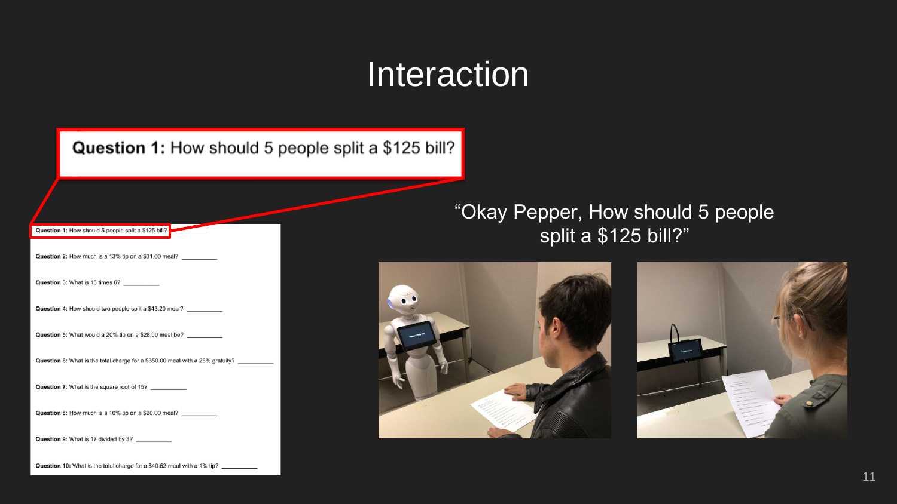# Interaction

**Question 1:** How should 5 people split a $125 bill?

**Question 1:** How should 5 people split a $125 bill? __________

**Question 2:** How much is a 13% tip on a $31.00 meal? __________

**Question 3:** What is 15 times 6? __________

**Question 4:** How should two people split a $43.20 meal? __________

**Question 5:** What would a 20% tip on a $28.00 meal be? __________

**Question 6:** What is the total charge for a $350.00 meal with a 25% gratuity? __________

**Question 7:** What is the square root of 15? __________

**Question 8:** How much is a 10% tip on a $20.00 meal? __________

**Question 9:** What is 17 divided by 3? __________

**Question 10:** What is the total charge for a $40.52 meal with a 1% tip? __________

"Okay Pepper, How should 5 people split a $125 bill?"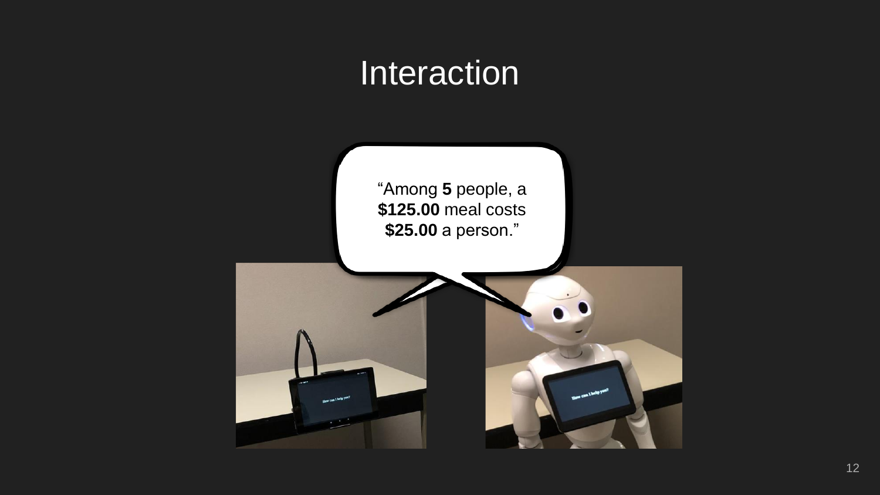# Interaction

"Among **5** people, a **$125.00** meal costs **$25.00** a person."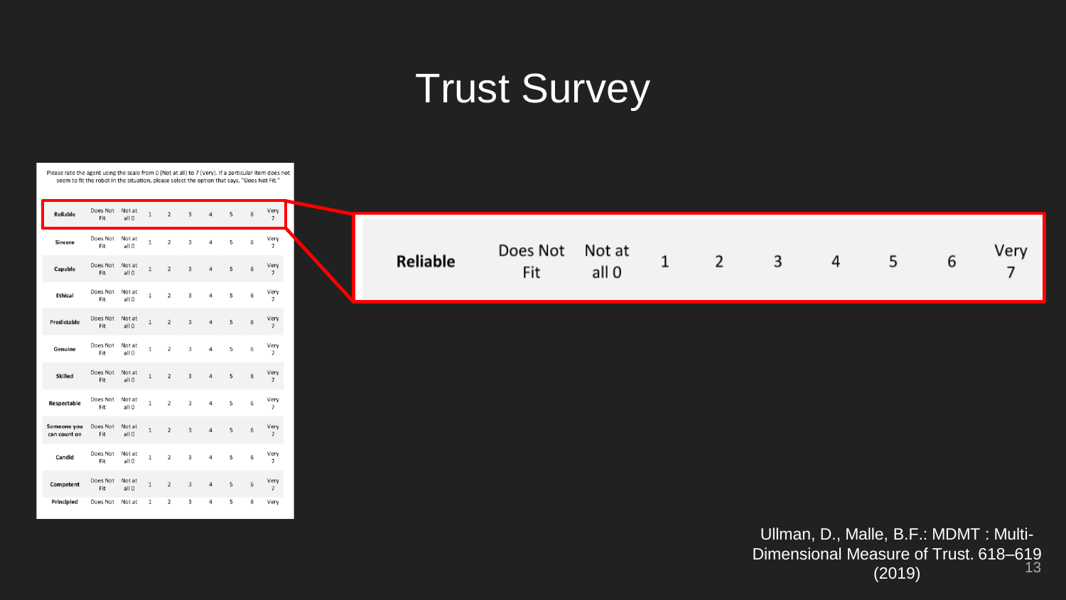# Trust Survey

Please rate the agent using the scale from 0 (Not at all) to 7 (Very). If a particular item does not seem to fit the robot in the situation, please select the option that says, "Does Not Fit."

| | | | | | | | | | |
|---|---|---|---|---|---|---|---|---|---|
| Reliable | Does Not Fit | Not at all 0 | 1 | 2 | 3 | 4 | 5 | 6 | Very 7 |
| Sincere | Does Not Fit | Not at all 0 | 1 | 2 | 3 | 4 | 5 | 6 | Very 7 |
| Capable | Does Not Fit | Not at all 0 | 1 | 2 | 3 | 4 | 5 | 6 | Very 7 |
| Ethical | Does Not Fit | Not at all 0 | 1 | 2 | 3 | 4 | 5 | 6 | Very 7 |
| Predictable | Does Not Fit | Not at all 0 | 1 | 2 | 3 | 4 | 5 | 6 | Very 7 |
| Genuine | Does Not Fit | Not at all 0 | 1 | 2 | 3 | 4 | 5 | 6 | Very 7 |
| Skilled | Does Not Fit | Not at all 0 | 1 | 2 | 3 | 4 | 5 | 6 | Very 7 |
| Respectable | Does Not Fit | Not at all 0 | 1 | 2 | 3 | 4 | 5 | 6 | Very 7 |
| Someone you can count on | Does Not Fit | Not at all 0 | 1 | 2 | 3 | 4 | 5 | 6 | Very 7 |
| Candid | Does Not Fit | Not at all 0 | 1 | 2 | 3 | 4 | 5 | 6 | Very 7 |
| Competent | Does Not Fit | Not at all 0 | 1 | 2 | 3 | 4 | 5 | 6 | Very 7 |
| Principled | Does Not | Not at | 1 | 2 | 3 | 4 | 5 | 6 | Very |

| | | | | | | | | | |
|---|---|---|---|---|---|---|---|---|---|
| **Reliable** | Does Not Fit | Not at all 0 | 1 | 2 | 3 | 4 | 5 | 6 | Very 7 |

Ullman, D., Malle, B.F.: MDMT : Multi-Dimensional Measure of Trust. 618–619 (2019)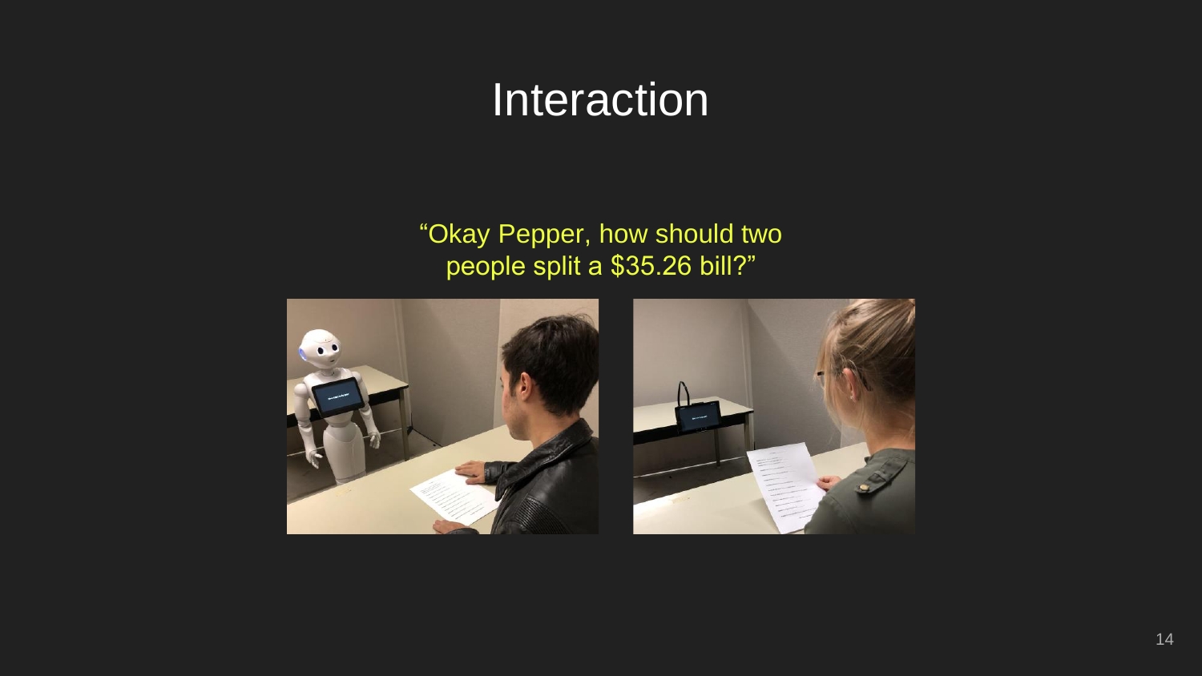# Interaction

"Okay Pepper, how should two people split a $35.26 bill?"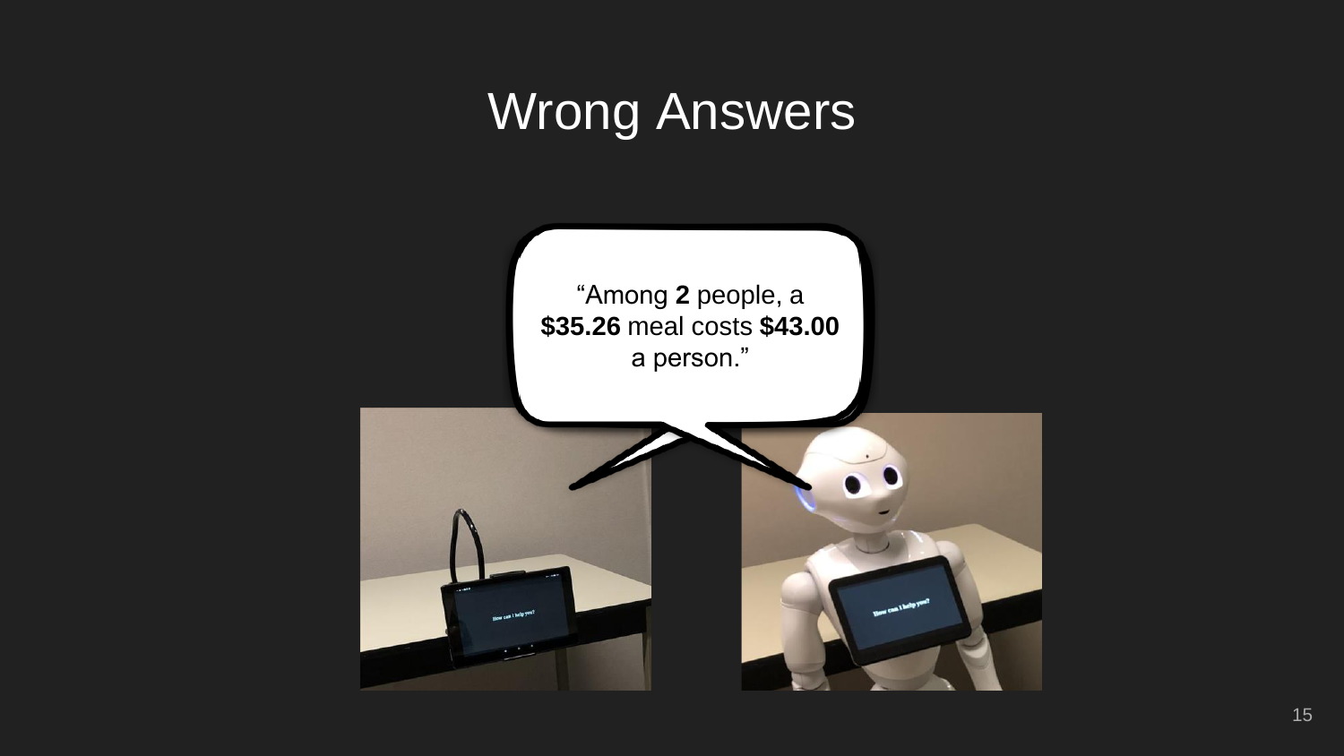# Wrong Answers

"Among **2** people, a **$35.26** meal costs **$43.00** a person."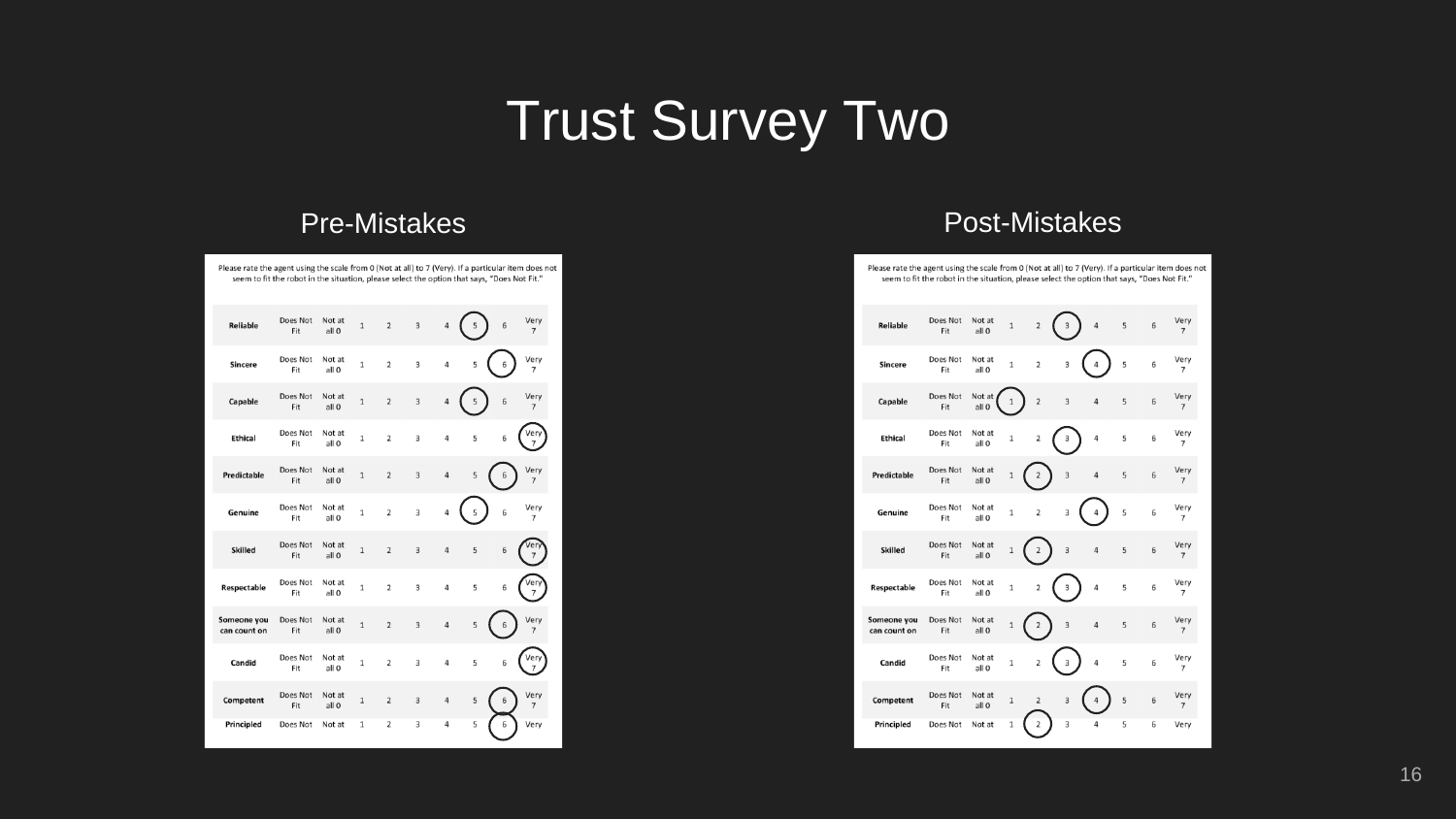# Trust Survey Two

## Pre-Mistakes

Please rate the agent using the scale from 0 (Not at all) to 7 (Very). If a particular item does not seem to fit the robot in the situation, please select the option that says, "Does Not Fit."

| Item | Does Not Fit | Not at all 0 | 1 | 2 | 3 | 4 | 5 | 6 | Very 7 |
|---|---|---|---|---|---|---|---|---|---|
| Reliable | | | | | | | ◯ | | |
| Sincere | | | | | | | | ◯ | |
| Capable | | | | | | | ◯ | | |
| Ethical | | | | | | | | | ◯ |
| Predictable | | | | | | | | ◯ | |
| Genuine | | | | | | | ◯ | | |
| Skilled | | | | | | | | | ◯ |
| Respectable | | | | | | | | | ◯ |
| Someone you can count on | | | | | | | | ◯ | |
| Candid | | | | | | | | | ◯ |
| Competent | | | | | | | | ◯ | |
| Principled | | | | | | | | ◯ | |

## Post-Mistakes

Please rate the agent using the scale from 0 (Not at all) to 7 (Very). If a particular item does not seem to fit the robot in the situation, please select the option that says, "Does Not Fit."

| Item | Does Not Fit | Not at all 0 | 1 | 2 | 3 | 4 | 5 | 6 | Very 7 |
|---|---|---|---|---|---|---|---|---|---|
| Reliable | | | | | ◯ | | | | |
| Sincere | | | | | | ◯ | | | |
| Capable | | | ◯ | | | | | | |
| Ethical | | | | | ◯ | | | | |
| Predictable | | | | ◯ | | | | | |
| Genuine | | | | | | ◯ | | | |
| Skilled | | | | ◯ | | | | | |
| Respectable | | | | | ◯ | | | | |
| Someone you can count on | | | | ◯ | | | | | |
| Candid | | | | | ◯ | | | | |
| Competent | | | | | | ◯ | | | |
| Principled | | | | ◯ | | | | | |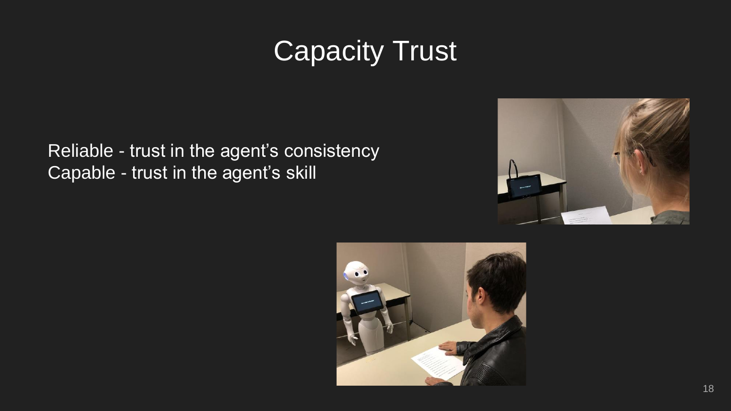# Capacity Trust

Reliable - trust in the agent's consistency
Capable - trust in the agent's skill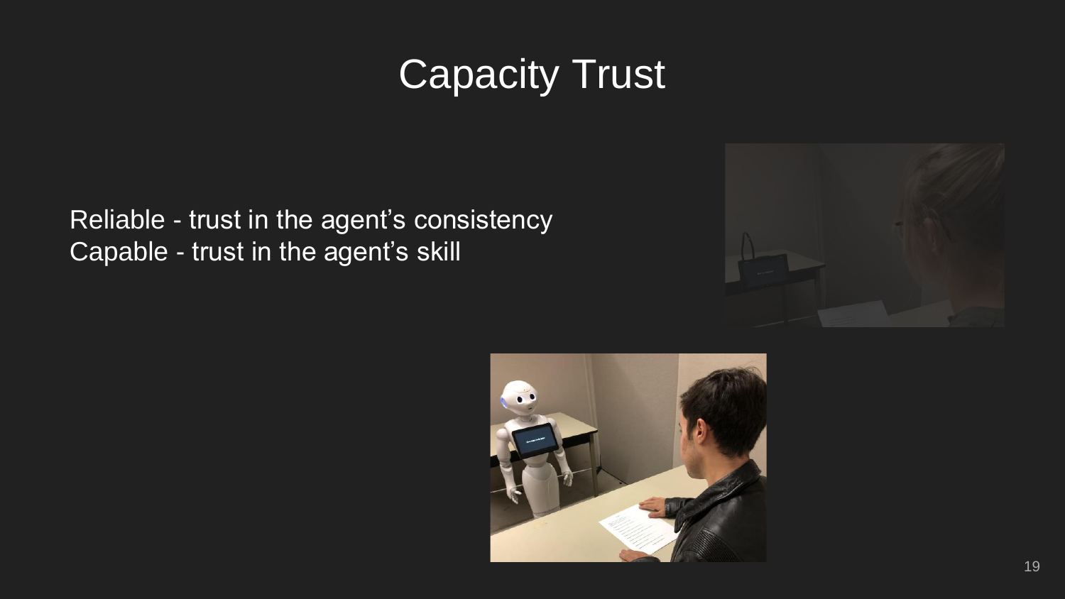# Capacity Trust

Reliable - trust in the agent's consistency
Capable - trust in the agent's skill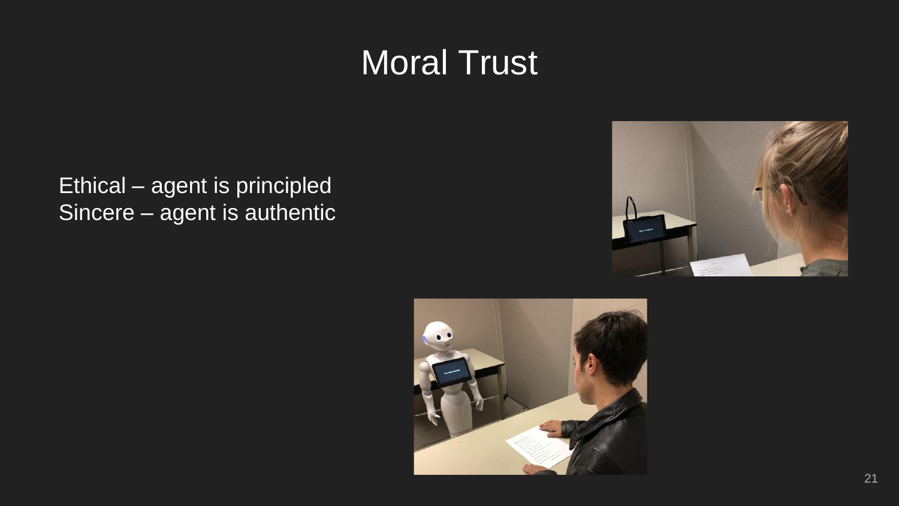# Moral Trust

Ethical – agent is principled
Sincere – agent is authentic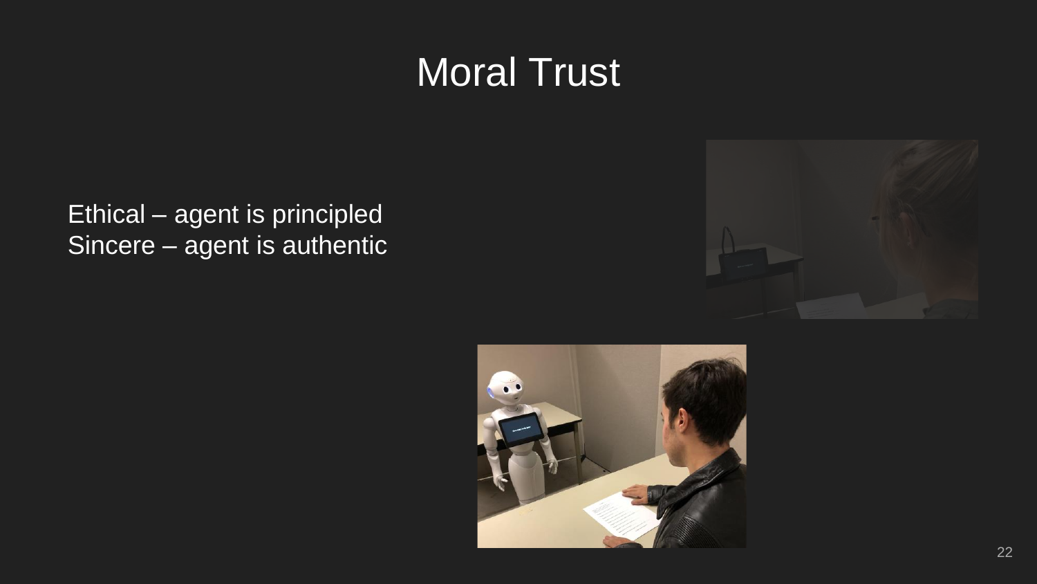# Moral Trust

Ethical – agent is principled
Sincere – agent is authentic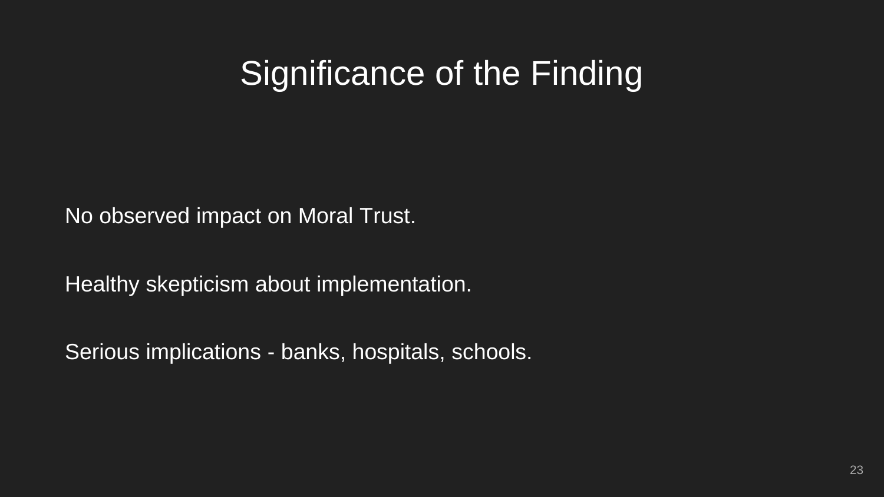# Significance of the Finding

No observed impact on Moral Trust.

Healthy skepticism about implementation.

Serious implications - banks, hospitals, schools.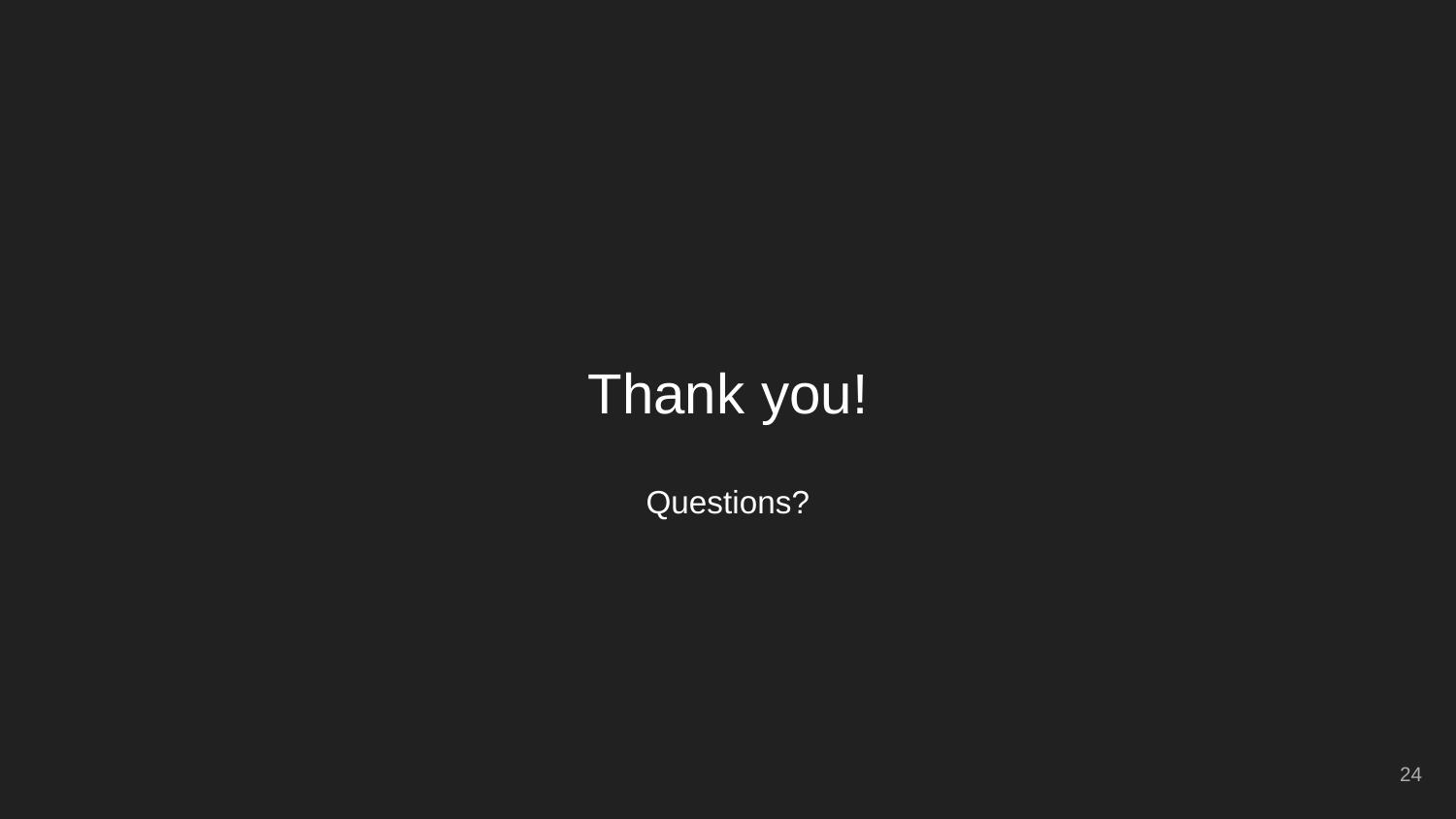# Thank you!

Questions?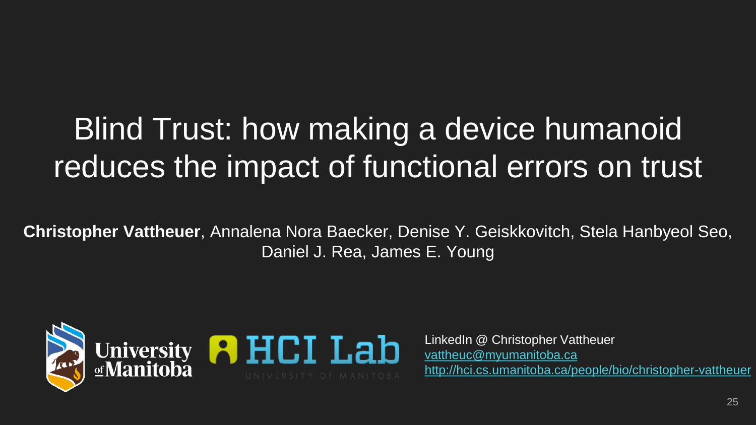# Blind Trust: how making a device humanoid reduces the impact of functional errors on trust

**Christopher Vattheuer**, Annalena Nora Baecker, Denise Y. Geiskkovitch, Stela Hanbyeol Seo, Daniel J. Rea, James E. Young

University of Manitoba

HCI Lab
UNIVERSITY OF MANITOBA

LinkedIn @ Christopher Vattheuer
vattheuc@myumanitoba.ca
http://hci.cs.umanitoba.ca/people/bio/christopher-vattheuer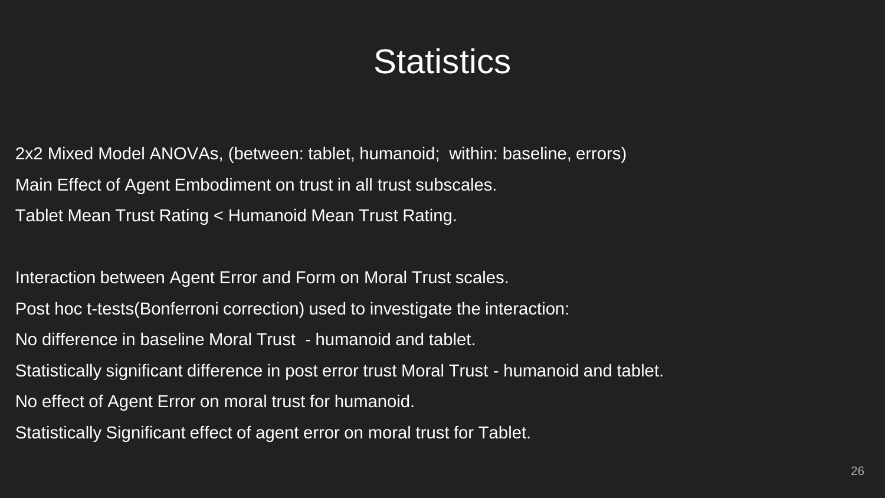# Statistics

2x2 Mixed Model ANOVAs, (between: tablet, humanoid; within: baseline, errors)

Main Effect of Agent Embodiment on trust in all trust subscales.

Tablet Mean Trust Rating < Humanoid Mean Trust Rating.

Interaction between Agent Error and Form on Moral Trust scales.

Post hoc t-tests(Bonferroni correction) used to investigate the interaction:

No difference in baseline Moral Trust - humanoid and tablet.

Statistically significant difference in post error trust Moral Trust - humanoid and tablet.

No effect of Agent Error on moral trust for humanoid.

Statistically Significant effect of agent error on moral trust for Tablet.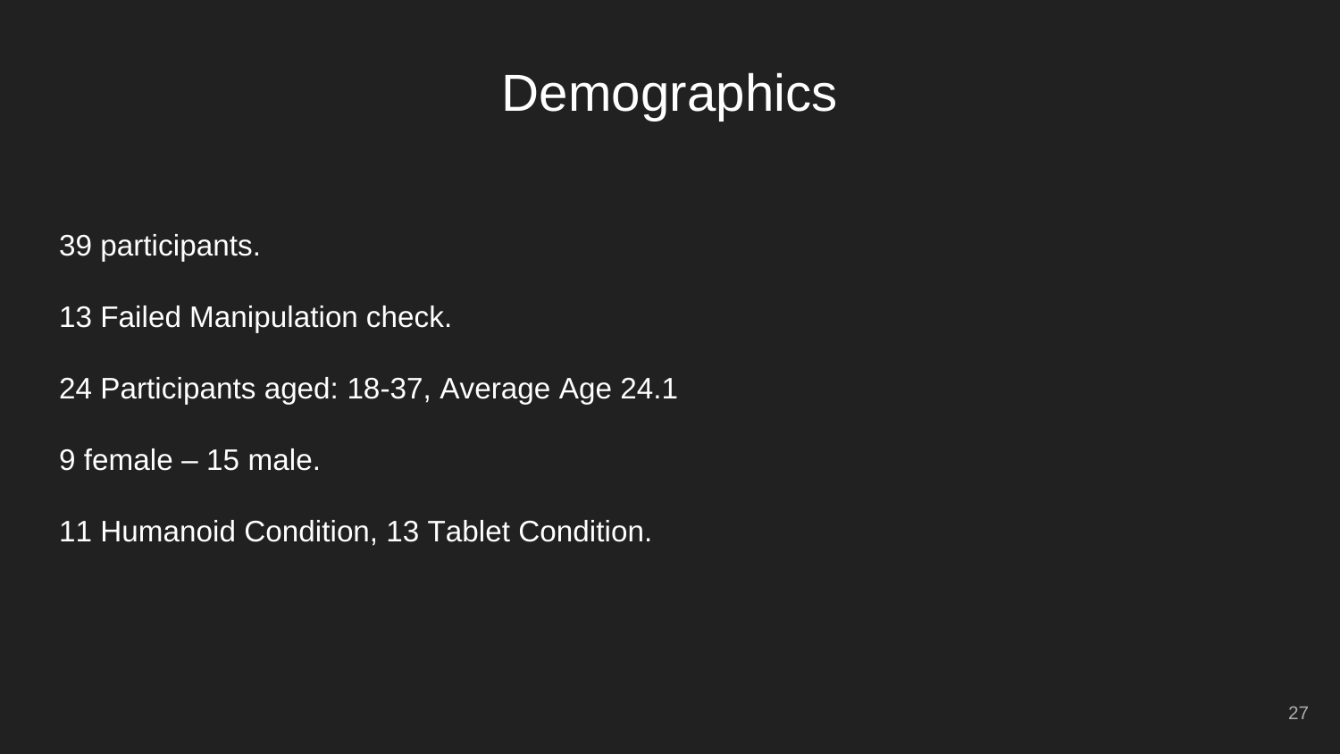# Demographics

39 participants.

13 Failed Manipulation check.

24 Participants aged: 18-37, Average Age 24.1

9 female – 15 male.

11 Humanoid Condition, 13 Tablet Condition.